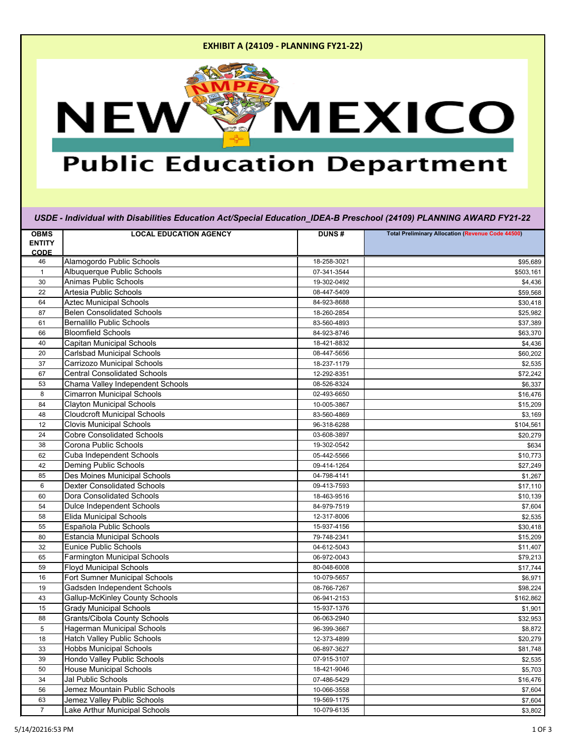# EXHIBIT A (24109 - PLANNING FY21-22)

**NEW MEXICO Public Education Department**

***USDE - Individual with Disabilities Education Act/Special Education_IDEA-B Preschool (24109) PLANNING AWARD FY21-22***

| OBMS ENTITY CODE | LOCAL EDUCATION AGENCY | DUNS # | Total Preliminary Allocation (Revenue Code 44500) |
|---|---|---|---|
| 46 | Alamogordo Public Schools | 18-258-3021 | $95,689 |
| 1 | Albuquerque Public Schools | 07-341-3544 | $503,161 |
| 30 | Animas Public Schools | 19-302-0492 | $4,436 |
| 22 | Artesia Public Schools | 08-447-5409 | $59,568 |
| 64 | Aztec Municipal Schools | 84-923-8688 | $30,418 |
| 87 | Belen Consolidated Schools | 18-260-2854 | $25,982 |
| 61 | Bernalillo Public Schools | 83-560-4893 | $37,389 |
| 66 | Bloomfield Schools | 84-923-8746 | $63,370 |
| 40 | Capitan Municipal Schools | 18-421-8832 | $4,436 |
| 20 | Carlsbad Municipal Schools | 08-447-5656 | $60,202 |
| 37 | Carrizozo Municipal Schools | 18-237-1179 | $2,535 |
| 67 | Central Consolidated Schools | 12-292-8351 | $72,242 |
| 53 | Chama Valley Independent Schools | 08-526-8324 | $6,337 |
| 8 | Cimarron Municipal Schools | 02-493-6650 | $16,476 |
| 84 | Clayton Municipal Schools | 10-005-3867 | $15,209 |
| 48 | Cloudcroft Municipal Schools | 83-560-4869 | $3,169 |
| 12 | Clovis Municipal Schools | 96-318-6288 | $104,561 |
| 24 | Cobre Consolidated Schools | 03-608-3897 | $20,279 |
| 38 | Corona Public Schools | 19-302-0542 | $634 |
| 62 | Cuba Independent Schools | 05-442-5566 | $10,773 |
| 42 | Deming Public Schools | 09-414-1264 | $27,249 |
| 85 | Des Moines Municipal Schools | 04-798-4141 | $1,267 |
| 6 | Dexter Consolidated Schools | 09-413-7593 | $17,110 |
| 60 | Dora Consolidated Schools | 18-463-9516 | $10,139 |
| 54 | Dulce Independent Schools | 84-979-7519 | $7,604 |
| 58 | Elida Municipal Schools | 12-317-8006 | $2,535 |
| 55 | Española Public Schools | 15-937-4156 | $30,418 |
| 80 | Estancia Municipal Schools | 79-748-2341 | $15,209 |
| 32 | Eunice Public Schools | 04-612-5043 | $11,407 |
| 65 | Farmington Municipal Schools | 06-972-0043 | $79,213 |
| 59 | Floyd Municipal Schools | 80-048-6008 | $17,744 |
| 16 | Fort Sumner Municipal Schools | 10-079-5657 | $6,971 |
| 19 | Gadsden Independent Schools | 08-766-7267 | $98,224 |
| 43 | Gallup-McKinley County Schools | 06-941-2153 | $162,862 |
| 15 | Grady Municipal Schools | 15-937-1376 | $1,901 |
| 88 | Grants/Cibola County Schools | 06-063-2940 | $32,953 |
| 5 | Hagerman Municipal Schools | 96-399-3667 | $8,872 |
| 18 | Hatch Valley Public Schools | 12-373-4899 | $20,279 |
| 33 | Hobbs Municipal Schools | 06-897-3627 | $81,748 |
| 39 | Hondo Valley Public Schools | 07-915-3107 | $2,535 |
| 50 | House Municipal Schools | 18-421-9046 | $5,703 |
| 34 | Jal Public Schools | 07-486-5429 | $16,476 |
| 56 | Jemez Mountain Public Schools | 10-066-3558 | $7,604 |
| 63 | Jemez Valley Public Schools | 19-569-1175 | $7,604 |
| 7 | Lake Arthur Municipal Schools | 10-079-6135 | $3,802 |

5/14/20216:53 PM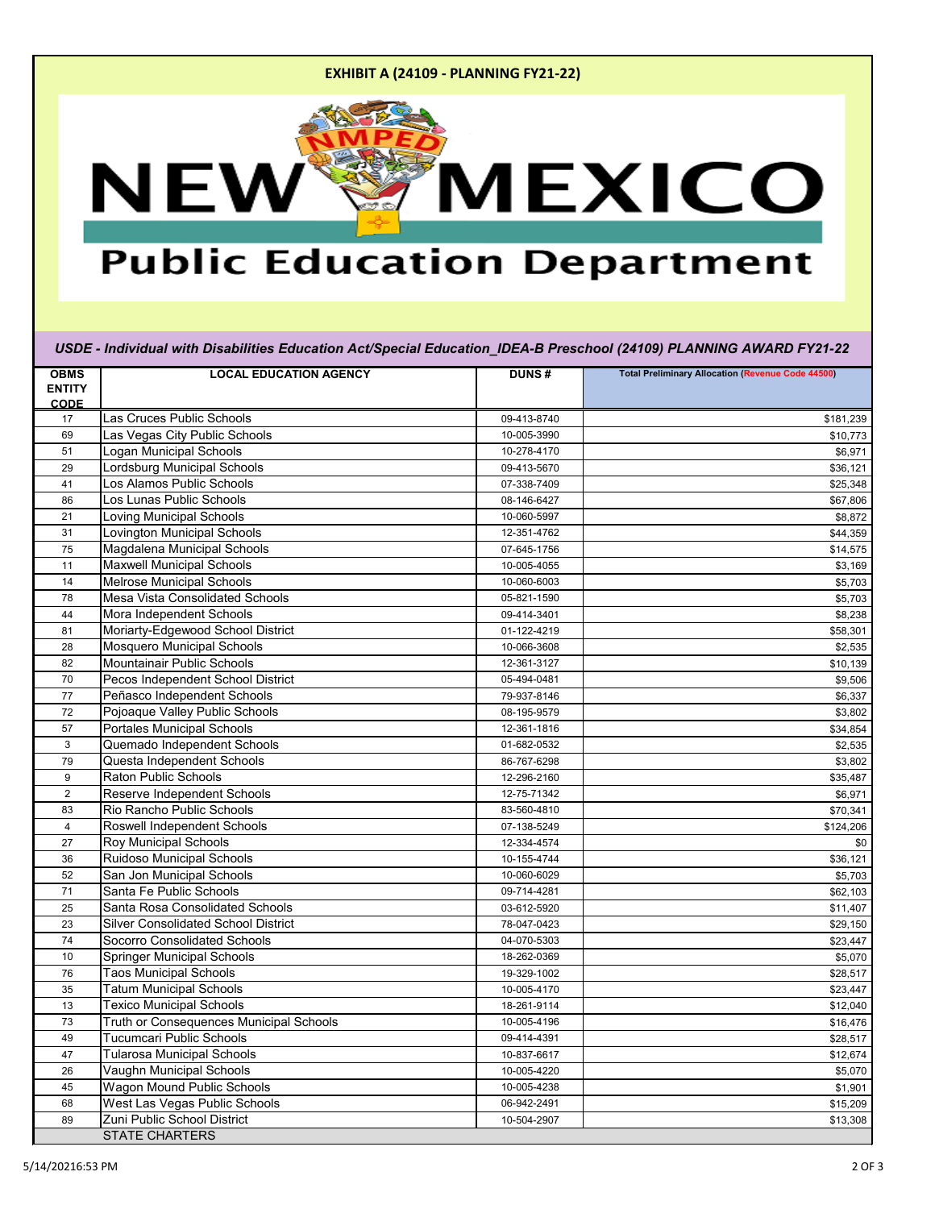**EXHIBIT A (24109 - PLANNING FY21-22)**

NEW MEXICO Public Education Department

***USDE - Individual with Disabilities Education Act/Special Education_IDEA-B Preschool (24109) PLANNING AWARD FY21-22***

| OBMS ENTITY CODE | LOCAL EDUCATION AGENCY | DUNS # | Total Preliminary Allocation (Revenue Code 44500) |
|---|---|---|---|
| 17 | Las Cruces Public Schools | 09-413-8740 | $181,239 |
| 69 | Las Vegas City Public Schools | 10-005-3990 | $10,773 |
| 51 | Logan Municipal Schools | 10-278-4170 | $6,971 |
| 29 | Lordsburg Municipal Schools | 09-413-5670 | $36,121 |
| 41 | Los Alamos Public Schools | 07-338-7409 | $25,348 |
| 86 | Los Lunas Public Schools | 08-146-6427 | $67,806 |
| 21 | Loving Municipal Schools | 10-060-5997 | $8,872 |
| 31 | Lovington Municipal Schools | 12-351-4762 | $44,359 |
| 75 | Magdalena Municipal Schools | 07-645-1756 | $14,575 |
| 11 | Maxwell Municipal Schools | 10-005-4055 | $3,169 |
| 14 | Melrose Municipal Schools | 10-060-6003 | $5,703 |
| 78 | Mesa Vista Consolidated Schools | 05-821-1590 | $5,703 |
| 44 | Mora Independent Schools | 09-414-3401 | $8,238 |
| 81 | Moriarty-Edgewood School District | 01-122-4219 | $58,301 |
| 28 | Mosquero Municipal Schools | 10-066-3608 | $2,535 |
| 82 | Mountainair Public Schools | 12-361-3127 | $10,139 |
| 70 | Pecos Independent School District | 05-494-0481 | $9,506 |
| 77 | Peñasco Independent Schools | 79-937-8146 | $6,337 |
| 72 | Pojoaque Valley Public Schools | 08-195-9579 | $3,802 |
| 57 | Portales Municipal Schools | 12-361-1816 | $34,854 |
| 3 | Quemado Independent Schools | 01-682-0532 | $2,535 |
| 79 | Questa Independent Schools | 86-767-6298 | $3,802 |
| 9 | Raton Public Schools | 12-296-2160 | $35,487 |
| 2 | Reserve Independent Schools | 12-75-71342 | $6,971 |
| 83 | Rio Rancho Public Schools | 83-560-4810 | $70,341 |
| 4 | Roswell Independent Schools | 07-138-5249 | $124,206 |
| 27 | Roy Municipal Schools | 12-334-4574 | $0 |
| 36 | Ruidoso Municipal Schools | 10-155-4744 | $36,121 |
| 52 | San Jon Municipal Schools | 10-060-6029 | $5,703 |
| 71 | Santa Fe Public Schools | 09-714-4281 | $62,103 |
| 25 | Santa Rosa Consolidated Schools | 03-612-5920 | $11,407 |
| 23 | Silver Consolidated School District | 78-047-0423 | $29,150 |
| 74 | Socorro Consolidated Schools | 04-070-5303 | $23,447 |
| 10 | Springer Municipal Schools | 18-262-0369 | $5,070 |
| 76 | Taos Municipal Schools | 19-329-1002 | $28,517 |
| 35 | Tatum Municipal Schools | 10-005-4170 | $23,447 |
| 13 | Texico Municipal Schools | 18-261-9114 | $12,040 |
| 73 | Truth or Consequences Municipal Schools | 10-005-4196 | $16,476 |
| 49 | Tucumcari Public Schools | 09-414-4391 | $28,517 |
| 47 | Tularosa Municipal Schools | 10-837-6617 | $12,674 |
| 26 | Vaughn Municipal Schools | 10-005-4220 | $5,070 |
| 45 | Wagon Mound Public Schools | 10-005-4238 | $1,901 |
| 68 | West Las Vegas Public Schools | 06-942-2491 | $15,209 |
| 89 | Zuni Public School District | 10-504-2907 | $13,308 |
| | STATE CHARTERS | | |

5/14/20216:53 PM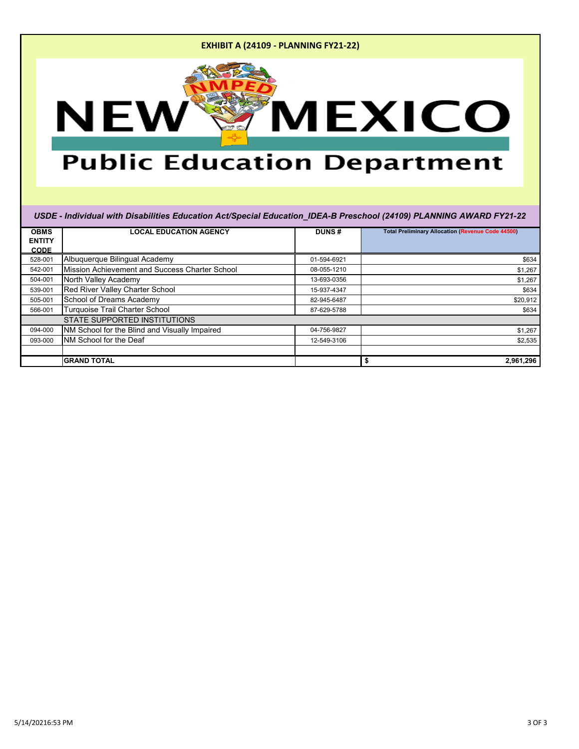**EXHIBIT A (24109 - PLANNING FY21-22)**

# NEW MEXICO Public Education Department

***USDE - Individual with Disabilities Education Act/Special Education_IDEA-B Preschool (24109) PLANNING AWARD FY21-22***

| OBMS ENTITY CODE | LOCAL EDUCATION AGENCY | DUNS # | Total Preliminary Allocation (Revenue Code 44500) |
|---|---|---|---|
| 528-001 | Albuquerque Bilingual Academy | 01-594-6921 | $634 |
| 542-001 | Mission Achievement and Success Charter School | 08-055-1210 | $1,267 |
| 504-001 | North Valley Academy | 13-693-0356 | $1,267 |
| 539-001 | Red River Valley Charter School | 15-937-4347 | $634 |
| 505-001 | School of Dreams Academy | 82-945-6487 | $20,912 |
| 566-001 | Turquoise Trail Charter School | 87-629-5788 | $634 |
| | STATE SUPPORTED INSTITUTIONS | | |
| 094-000 | NM School for the Blind and Visually Impaired | 04-756-9827 | $1,267 |
| 093-000 | NM School for the Deaf | 12-549-3106 | $2,535 |
| | | | |
| | **GRAND TOTAL** | | **$ 2,961,296** |